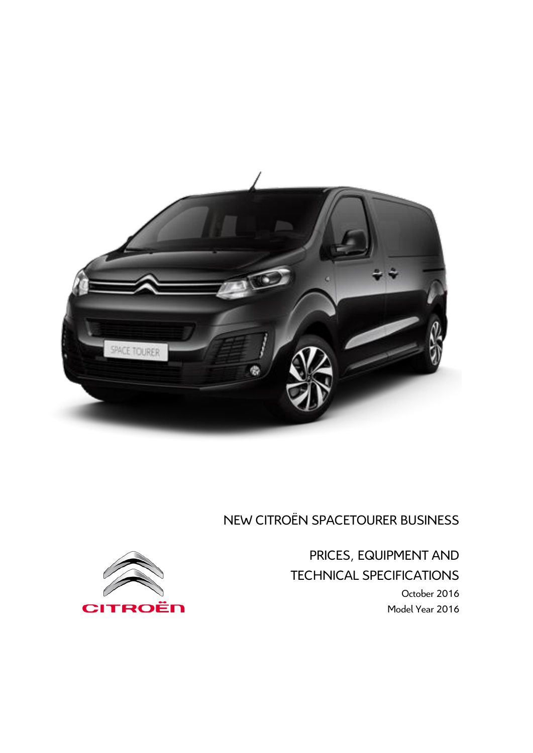# NEW CITROËN SPACETOURER BUSINESS

## PRICES, EQUIPMENT AND TECHNICAL SPECIFICATIONS

October 2016

Model Year 2016

CITROËN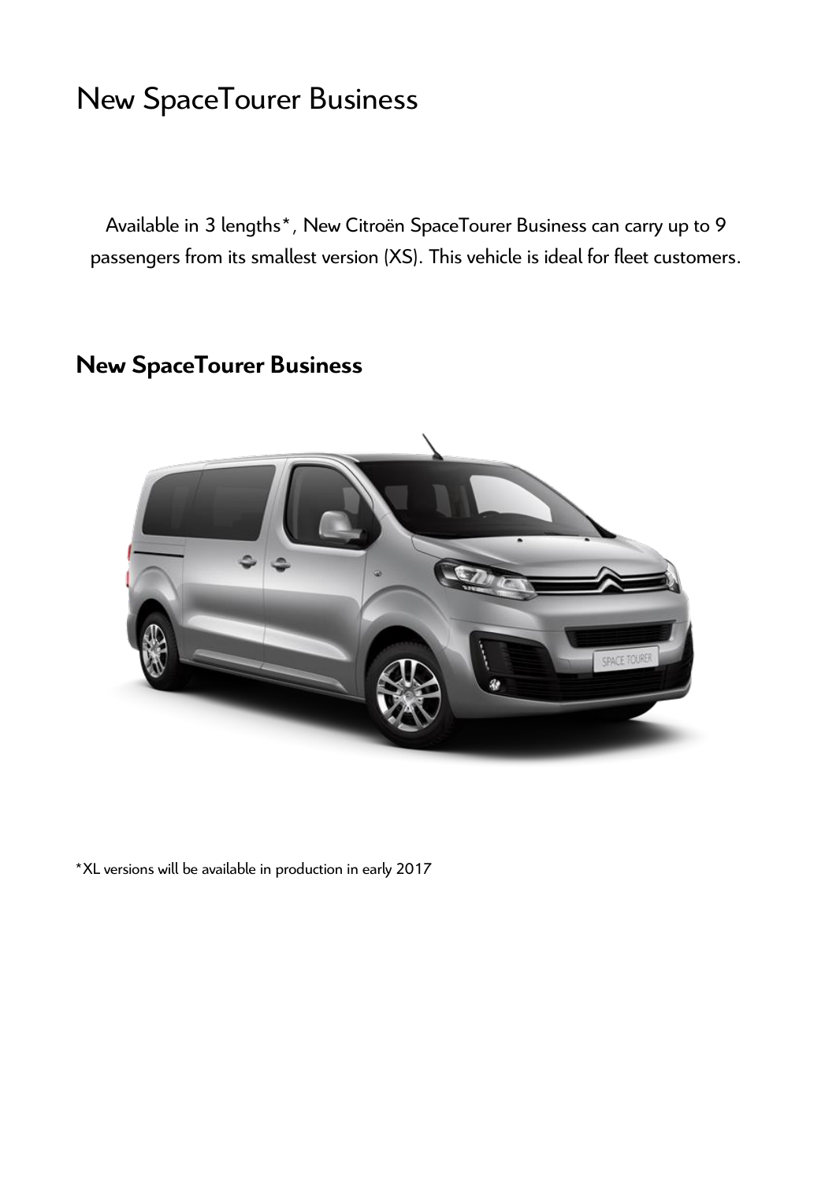# New SpaceTourer Business

Available in 3 lengths*, New Citroën SpaceTourer Business can carry up to 9 passengers from its smallest version (XS). This vehicle is ideal for fleet customers.

## New SpaceTourer Business

*XL versions will be available in production in early 2017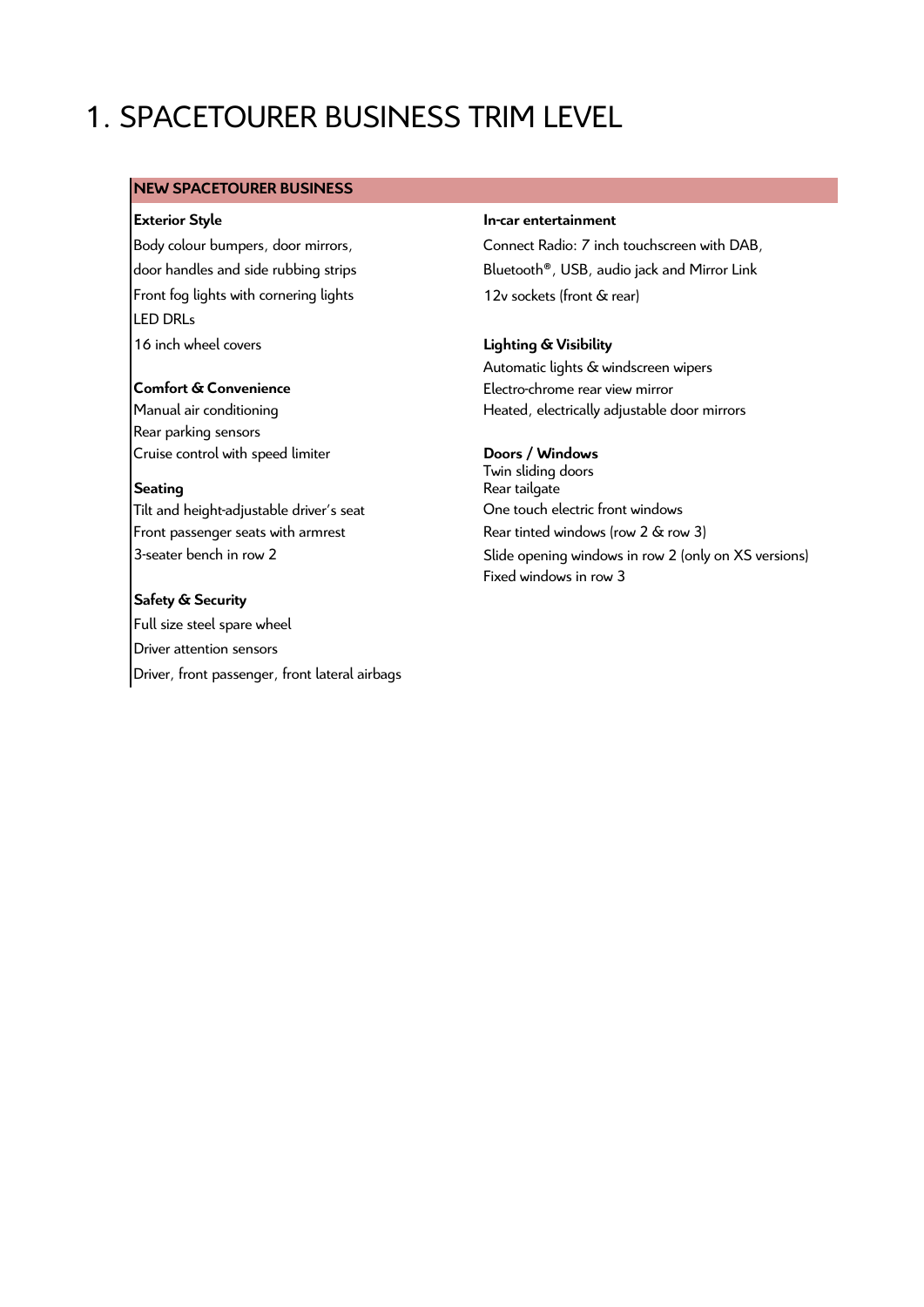# 1. SPACETOURER BUSINESS TRIM LEVEL

## NEW SPACETOURER BUSINESS

**Exterior Style**

Body colour bumpers, door mirrors, door handles and side rubbing strips
Front fog lights with cornering lights
LED DRLs
16 inch wheel covers

**Comfort & Convenience**

Manual air conditioning
Rear parking sensors
Cruise control with speed limiter

**Seating**

Tilt and height-adjustable driver's seat
Front passenger seats with armrest
3-seater bench in row 2

**Safety & Security**

Full size steel spare wheel
Driver attention sensors
Driver, front passenger, front lateral airbags

**In-car entertainment**

Connect Radio: 7 inch touchscreen with DAB, Bluetooth®, USB, audio jack and Mirror Link
12v sockets (front & rear)

**Lighting & Visibility**

Automatic lights & windscreen wipers
Electro-chrome rear view mirror
Heated, electrically adjustable door mirrors

**Doors / Windows**

Twin sliding doors
Rear tailgate
One touch electric front windows
Rear tinted windows (row 2 & row 3)
Slide opening windows in row 2 (only on XS versions)
Fixed windows in row 3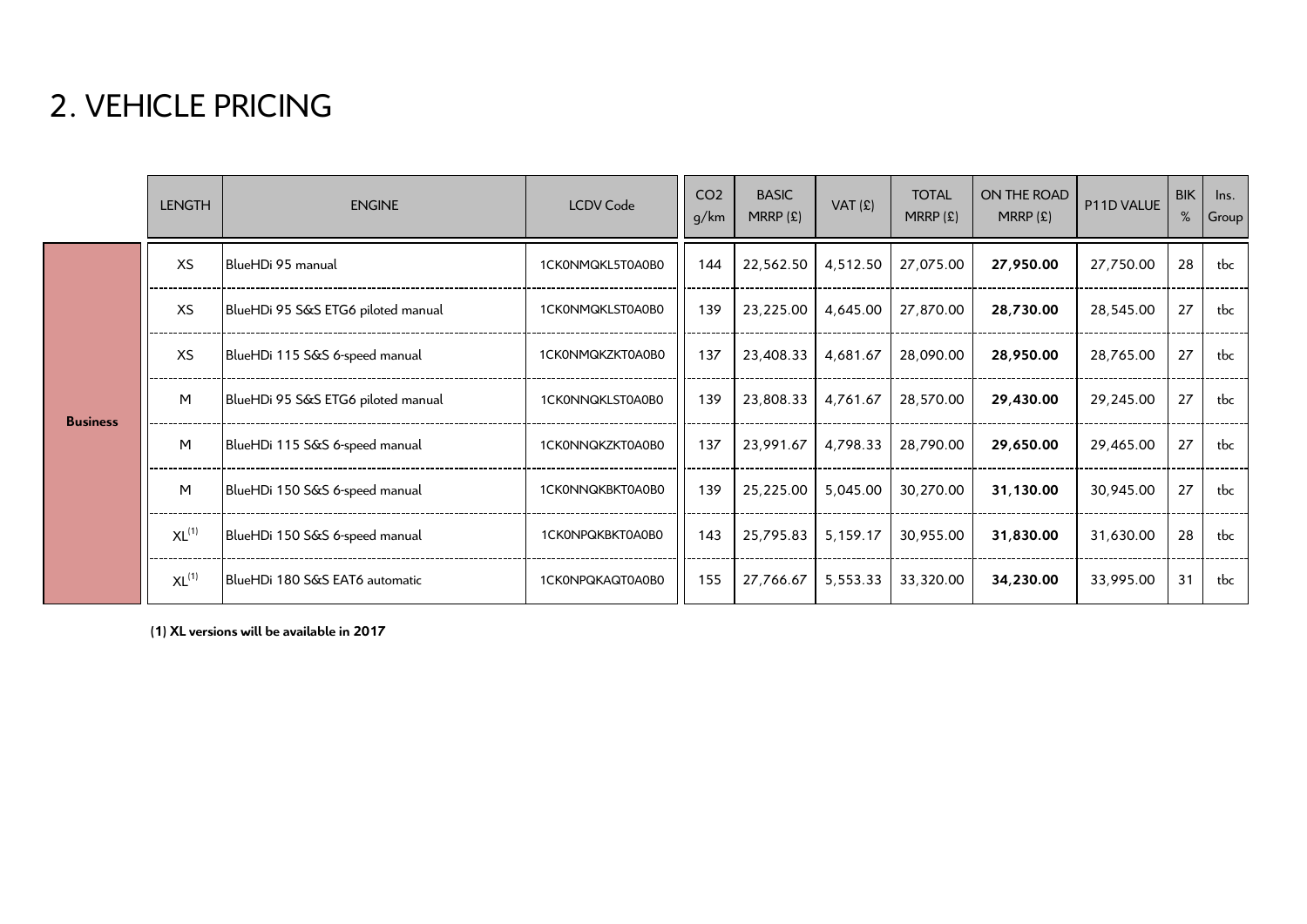## 2. VEHICLE PRICING

| | LENGTH | ENGINE | LCDV Code | CO2 g/km | BASIC MRRP (£) | VAT (£) | TOTAL MRRP (£) | ON THE ROAD MRRP (£) | P11D VALUE | BIK % | Ins. Group |
|---|---|---|---|---|---|---|---|---|---|---|---|
| **Business** | XS | BlueHDi 95 manual | 1CK0NMQKL5T0A0B0 | 144 | 22,562.50 | 4,512.50 | 27,075.00 | **27,950.00** | 27,750.00 | 28 | tbc |
| | XS | BlueHDi 95 S&S ETG6 piloted manual | 1CK0NMQKLST0A0B0 | 139 | 23,225.00 | 4,645.00 | 27,870.00 | **28,730.00** | 28,545.00 | 27 | tbc |
| | XS | BlueHDi 115 S&S 6-speed manual | 1CK0NMQKZKT0A0B0 | 137 | 23,408.33 | 4,681.67 | 28,090.00 | **28,950.00** | 28,765.00 | 27 | tbc |
| | M | BlueHDi 95 S&S ETG6 piloted manual | 1CK0NNQKLST0A0B0 | 139 | 23,808.33 | 4,761.67 | 28,570.00 | **29,430.00** | 29,245.00 | 27 | tbc |
| | M | BlueHDi 115 S&S 6-speed manual | 1CK0NNQKZKT0A0B0 | 137 | 23,991.67 | 4,798.33 | 28,790.00 | **29,650.00** | 29,465.00 | 27 | tbc |
| | M | BlueHDi 150 S&S 6-speed manual | 1CK0NNQKBKT0A0B0 | 139 | 25,225.00 | 5,045.00 | 30,270.00 | **31,130.00** | 30,945.00 | 27 | tbc |
| | XL[1] | BlueHDi 150 S&S 6-speed manual | 1CK0NPQKBKT0A0B0 | 143 | 25,795.83 | 5,159.17 | 30,955.00 | **31,830.00** | 31,630.00 | 28 | tbc |
| | XL[1] | BlueHDi 180 S&S EAT6 automatic | 1CK0NPQKAQT0A0B0 | 155 | 27,766.67 | 5,553.33 | 33,320.00 | **34,230.00** | 33,995.00 | 31 | tbc |

**(1) XL versions will be available in 2017**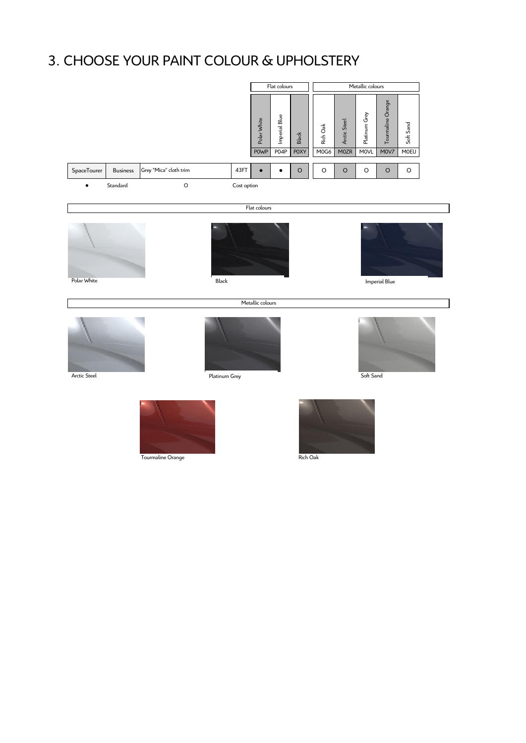# 3. CHOOSE YOUR PAINT COLOUR & UPHOLSTERY

| | | | | Flat colours | | | Metallic colours | | | | |
|---|---|---|---|---|---|---|---|---|---|---|---|
| | | | | Polar White | Imperial Blue | Black | Rich Oak | Arctic Steel | Platinum Grey | Tourmaline Orange | Soft Sand |
| | | | | P0WP | P04P | P0XY | M0G6 | M0ZR | M0VL | M0V7 | M0EU |
| SpaceTourer | Business | Grey "Mica" cloth trim | 43FT | ● | ● | O | O | O | O | O | O |

● Standard O Cost option

**Flat colours**

Polar White

Black

Imperial Blue

**Metallic colours**

Arctic Steel

Platinum Grey

Soft Sand

Tourmaline Orange

Rich Oak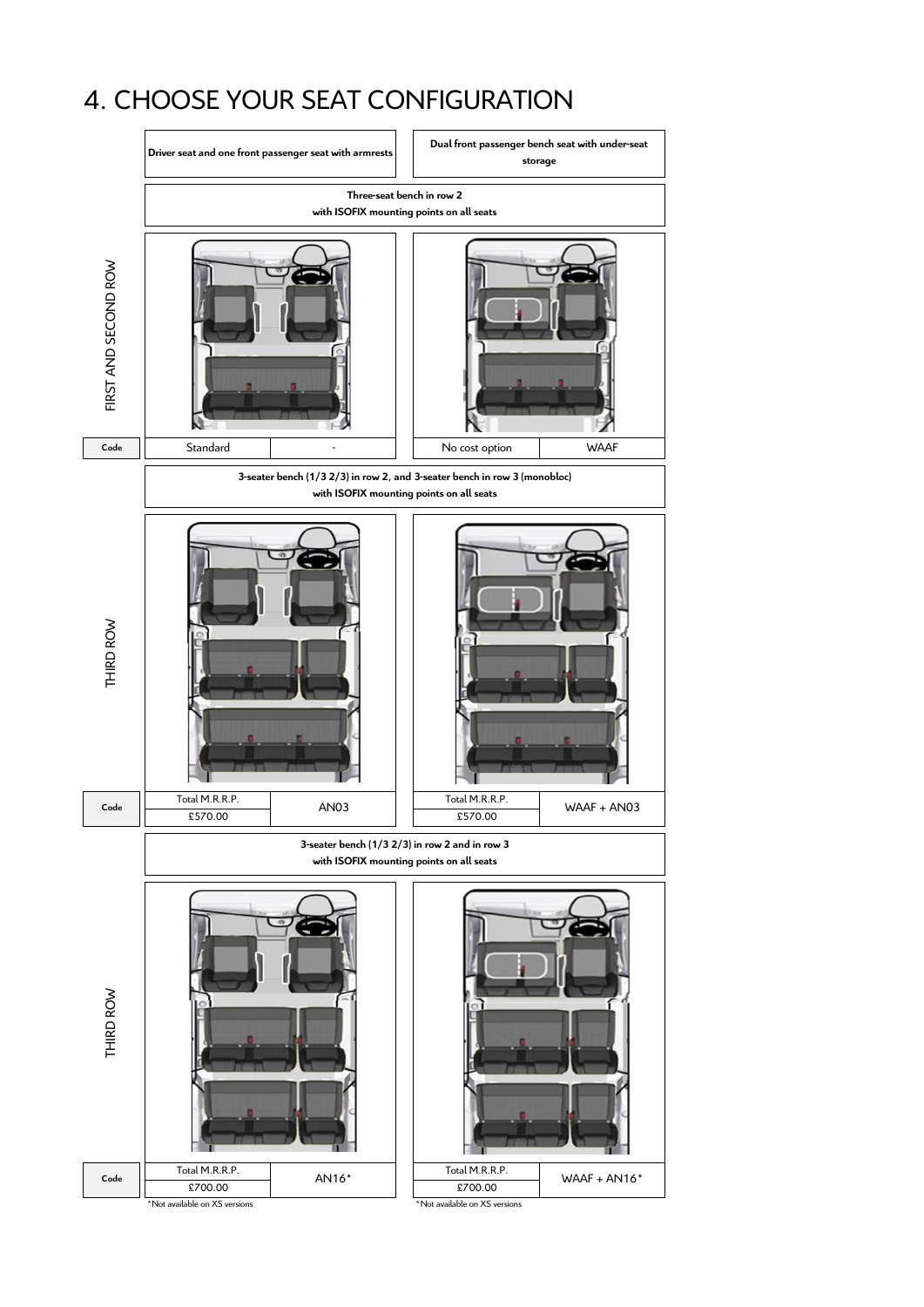# 4. CHOOSE YOUR SEAT CONFIGURATION

## FIRST AND SECOND ROW

| | Driver seat and one front passenger seat with armrests | | Dual front passenger bench seat with under-seat storage | |
|---|---|---|---|---|
| | **Three-seat bench in row 2 with ISOFIX mounting points on all seats** | | | |
| **Code** | Standard | - | No cost option | WAAF |

## THIRD ROW

**3-seater bench (1/3 2/3) in row 2, and 3-seater bench in row 3 (monobloc) with ISOFIX mounting points on all seats**

| | | | | |
|---|---|---|---|---|
| **Code** | Total M.R.R.P. £570.00 | AN03 | Total M.R.R.P. £570.00 | WAAF + AN03 |

## THIRD ROW

**3-seater bench (1/3 2/3) in row 2 and in row 3 with ISOFIX mounting points on all seats**

| | | | | |
|---|---|---|---|---|
| **Code** | Total M.R.R.P. £700.00 | AN16* | Total M.R.R.P. £700.00 | WAAF + AN16* |

*Not available on XS versions

*Not available on XS versions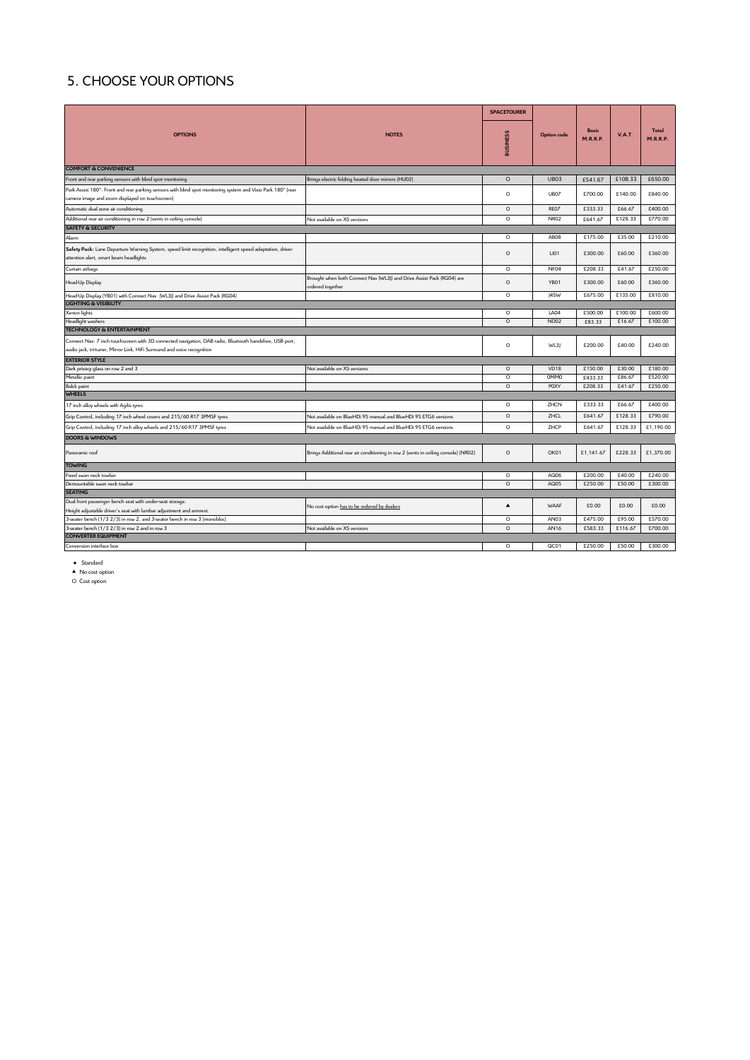## 5. CHOOSE YOUR OPTIONS

| OPTIONS | NOTES | SPACETOURER BUSINESS | Option code | Basic M.R.R.P. | V.A.T. | Total M.R.R.P. |
|---|---|---|---|---|---|---|
| **COMFORT & CONVENIENCE** | | | | | | |
| Front and rear parking sensors with blind spot monitoring | Brings electric folding heated door mirrors (HU02) | O | UB03 | £541.67 | £108.33 | £650.00 |
| Park Assist 180°: Front and rear parking sensors with blind spot monitoring system and Visio Park 180° (rear camera image and zoom displayed on touchscreen) | | O | UB07 | £700.00 | £140.00 | £840.00 |
| Automatic dual zone air conditioning | | O | RE07 | £333.33 | £66.67 | £400.00 |
| Additional rear air conditioning in row 2 (vents in ceiling console) | Not available on XS versions | O | NR02 | £641.67 | £128.33 | £770.00 |
| **SAFETY & SECURITY** | | | | | | |
| Alarm | | O | AB08 | £175.00 | £35.00 | £210.00 |
| **Safety Pack:** Lane Departure Warning System, speed limit recognition, intelligent speed adaptation, driver attention alert, smart beam headlights | | O | LI01 | £300.00 | £60.00 | £360.00 |
| Curtain airbags | | O | NF04 | £208.33 | £41.67 | £250.00 |
| Head-Up Display | Brought when both Connect Nav (WL3J) and Drive Assist Pack (RG04) are ordered together | O | YB01 | £300.00 | £60.00 | £360.00 |
| Head-Up Display (YB01) with Connect Nav (WL3J) and Drive Assist Pack (RG04) | | O | J45W | £675.00 | £135.00 | £810.00 |
| **LIGHTING & VISIBILITY** | | | | | | |
| Xenon lights | | O | LA04 | £500.00 | £100.00 | £600.00 |
| Headlight washers | | O | ND02 | £83.33 | £16.67 | £100.00 |
| **TECHNOLOGY & ENTERTAINMENT** | | | | | | |
| Connect Nav: 7 inch touchscreen with 3D connected navigation, DAB radio, Bluetooth handsfree, USB port, audio jack, trituner, Mirror Link, HiFi Surround and voice recognition | | O | WL3J | £200.00 | £40.00 | £240.00 |
| **EXTERIOR STYLE** | | | | | | |
| Dark privacy glass on row 2 and 3 | Not available on XS versions | O | VD18 | £150.00 | £30.00 | £180.00 |
| Metallic paint | | O | 0MM0 | £433.33 | £86.67 | £520.00 |
| Balck paint | | O | P0XY | £208.33 | £41.67 | £250.00 |
| **WHEELS** | | | | | | |
| 17 inch alloy wheels with Agilis tyres | | O | ZHCN | £333.33 | £66.67 | £400.00 |
| Grip Control, including 17 inch wheel covers and 215/60 R17 3PMSF tyres | Not available on BlueHDi 95 manual and BlueHDi 95 ETG6 versions | O | ZHCL | £641.67 | £128.33 | £790.00 |
| Grip Control, including 17 inch alloy wheels and 215/60 R17 3PMSF tyres | Not available on BlueHDi 95 manual and BlueHDi 95 ETG6 versions | O | ZHCP | £641.67 | £128.33 | £1,190.00 |
| **DOORS & WINDOWS** | | | | | | |
| Panoramic roof | Brings Additional rear air conditioning in row 2 (vents in ceiling console) (NR02) | O | OK01 | £1,141.67 | £228.33 | £1,370.00 |
| **TOWING** | | | | | | |
| Fixed swan neck towbar | | O | AQ06 | £200.00 | £40.00 | £240.00 |
| Demountable swan neck towbar | | O | AQ05 | £250.00 | £50.00 | £300.00 |
| **SEATING** | | | | | | |
| Dual front passenger bench seat with under-seat storage. Height adjustable driver's seat with lumbar adjustment and armrest. | No cost option has to be ordered by dealers | ▲ | WAAF | £0.00 | £0.00 | £0.00 |
| 3-seater bench (1/3 2/3) in row 2, and 3-seater bench in row 3 (monobloc) | | O | AN03 | £475.00 | £95.00 | £570.00 |
| 3-seater bench (1/3 2/3) in row 2 and in row 3 | Not available on XS versions | O | AN16 | £583.33 | £116.67 | £700.00 |
| **CONVERTER EQUIPMENT** | | | | | | |
| Conversion interface box | | O | QC01 | £250.00 | £50.00 | £300.00 |

- ● Standard
- ▲ No cost option
- O Cost option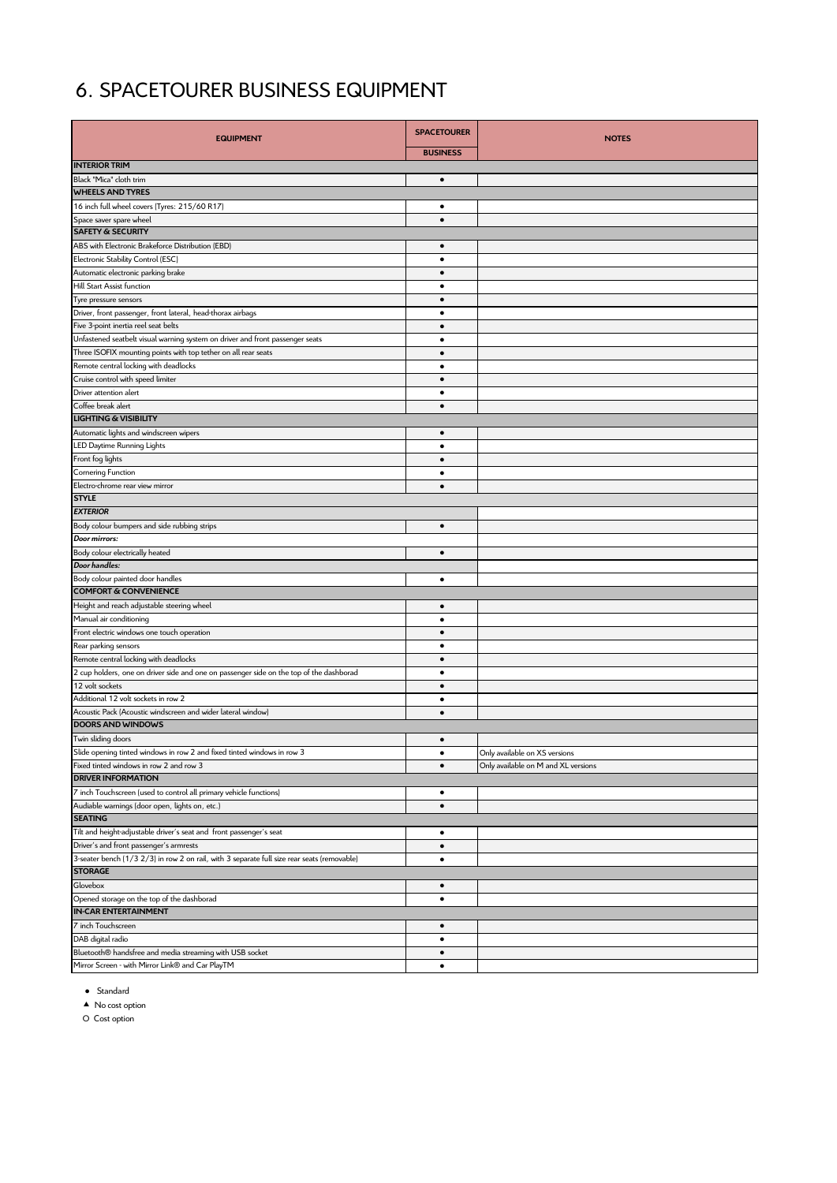# 6. SPACETOURER BUSINESS EQUIPMENT

| EQUIPMENT | SPACETOURER BUSINESS | NOTES |
|---|---|---|
| **INTERIOR TRIM** | | |
| Black "Mica" cloth trim | ● | |
| **WHEELS AND TYRES** | | |
| 16 inch full wheel covers (Tyres: 215/60 R17) | ● | |
| Space saver spare wheel | ● | |
| **SAFETY & SECURITY** | | |
| ABS with Electronic Brakeforce Distribution (EBD) | ● | |
| Electronic Stability Control (ESC) | ● | |
| Automatic electronic parking brake | ● | |
| Hill Start Assist function | ● | |
| Tyre pressure sensors | ● | |
| Driver, front passenger, front lateral, head-thorax airbags | ● | |
| Five 3-point inertia reel seat belts | ● | |
| Unfastened seatbelt visual warning system on driver and front passenger seats | ● | |
| Three ISOFIX mounting points with top tether on all rear seats | ● | |
| Remote central locking with deadlocks | ● | |
| Cruise control with speed limiter | ● | |
| Driver attention alert | ● | |
| Coffee break alert | ● | |
| **LIGHTING & VISIBILITY** | | |
| Automatic lights and windscreen wipers | ● | |
| LED Daytime Running Lights | ● | |
| Front fog lights | ● | |
| Cornering Function | ● | |
| Electro-chrome rear view mirror | ● | |
| **STYLE** | | |
| ***EXTERIOR*** | | |
| Body colour bumpers and side rubbing strips | ● | |
| ***Door mirrors:*** | | |
| Body colour electrically heated | ● | |
| ***Door handles:*** | | |
| Body colour painted door handles | ● | |
| **COMFORT & CONVENIENCE** | | |
| Height and reach adjustable steering wheel | ● | |
| Manual air conditioning | ● | |
| Front electric windows one touch operation | ● | |
| Rear parking sensors | ● | |
| Remote central locking with deadlocks | ● | |
| 2 cup holders, one on driver side and one on passenger side on the top of the dashboard | ● | |
| 12 volt sockets | ● | |
| Additional 12 volt sockets in row 2 | ● | |
| Acoustic Pack (Acoustic windscreen and wider lateral window) | ● | |
| **DOORS AND WINDOWS** | | |
| Twin sliding doors | ● | |
| Slide opening tinted windows in row 2 and fixed tinted windows in row 3 | ● | Only available on XS versions |
| Fixed tinted windows in row 2 and row 3 | ● | Only available on M and XL versions |
| **DRIVER INFORMATION** | | |
| 7 inch Touchscreen (used to control all primary vehicle functions) | ● | |
| Audiable warnings (door open, lights on, etc.) | ● | |
| **SEATING** | | |
| Tilt and height-adjustable driver's seat and front passenger's seat | ● | |
| Driver's and front passenger's armrests | ● | |
| 3-seater bench (1/3 2/3) in row 2 on rail, with 3 separate full size rear seats (removable) | ● | |
| **STORAGE** | | |
| Glovebox | ● | |
| Opened storage on the top of the dashborad | ● | |
| **IN-CAR ENTERTAINMENT** | | |
| 7 inch Touchscreen | ● | |
| DAB digital radio | ● | |
| Bluetooth® handsfree and media streaming with USB socket | ● | |
| Mirror Screen - with Mirror Link® and Car PlayTM | ● | |

● Standard

▲ No cost option

O Cost option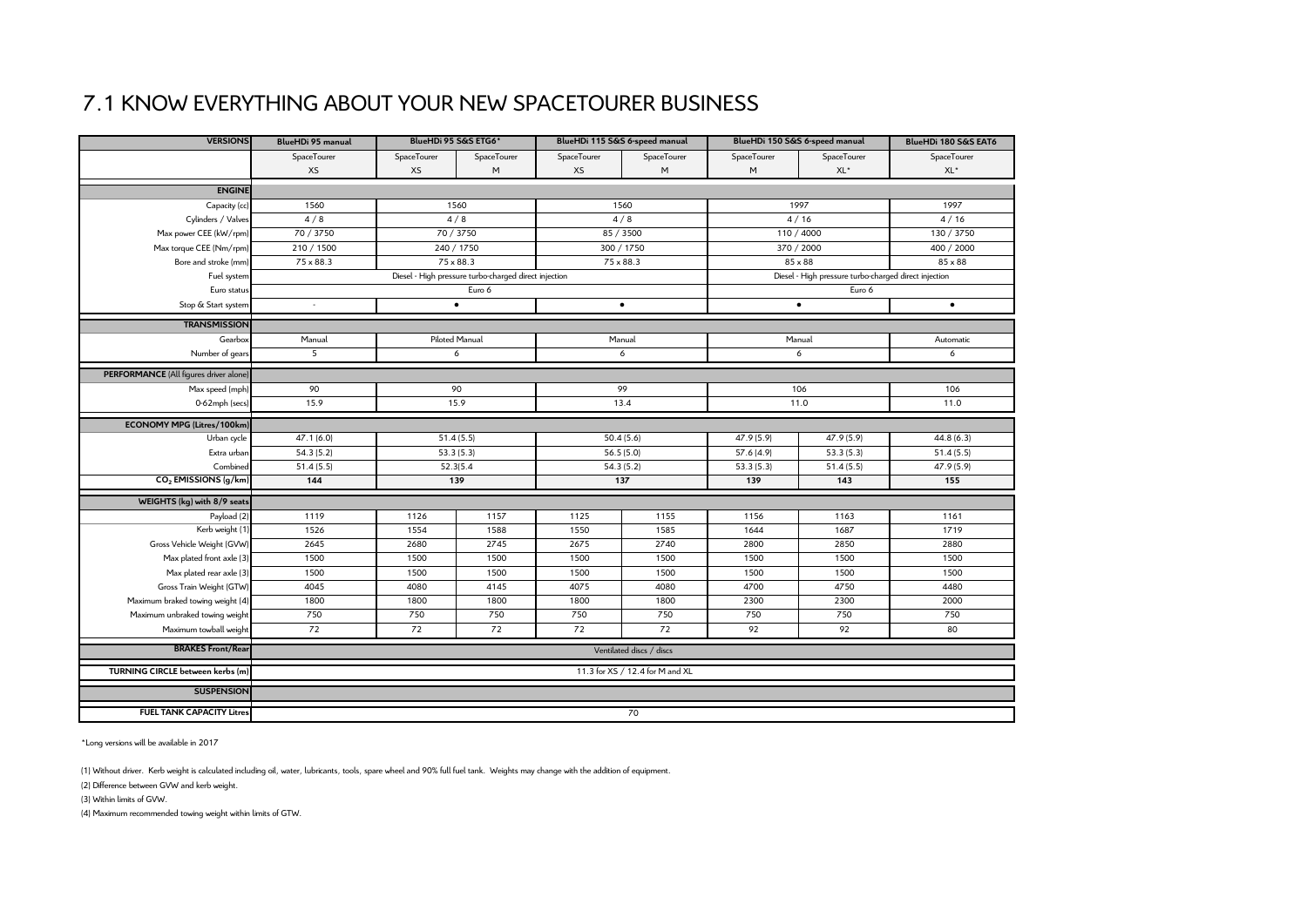# 7.1 KNOW EVERYTHING ABOUT YOUR NEW SPACETOURER BUSINESS

| VERSIONS | BlueHDi 95 manual | BlueHDi 95 S&S ETG6* | | BlueHDi 115 S&S 6-speed manual | | BlueHDi 150 S&S 6-speed manual | | BlueHDi 180 S&S EAT6 |
|---|---|---|---|---|---|---|---|---|
| | SpaceTourer XS | SpaceTourer XS | SpaceTourer M | SpaceTourer XS | SpaceTourer M | SpaceTourer M | SpaceTourer XL* | SpaceTourer XL* |
| **ENGINE** | | | | | | | | |
| Capacity (cc) | 1560 | 1560 | | 1560 | | 1997 | | 1997 |
| Cylinders / Valves | 4 / 8 | 4 / 8 | | 4 / 8 | | 4 / 16 | | 4 / 16 |
| Max power CEE (kW/rpm) | 70 / 3750 | 70 / 3750 | | 85 / 3500 | | 110 / 4000 | | 130 / 3750 |
| Max torque CEE (Nm/rpm) | 210 / 1500 | 240 / 1750 | | 300 / 1750 | | 370 / 2000 | | 400 / 2000 |
| Bore and stroke (mm) | 75 x 88.3 | 75 x 88.3 | | 75 x 88.3 | | 85 x 88 | | 85 x 88 |
| Fuel system | Diesel - High pressure turbo-charged direct injection | | | | | Diesel - High pressure turbo-charged direct injection | | |
| Euro status | Euro 6 | | | | | Euro 6 | | |
| Stop & Start system | - | • | | • | | • | | • |
| **TRANSMISSION** | | | | | | | | |
| Gearbox | Manual | Piloted Manual | | Manual | | Manual | | Automatic |
| Number of gears | 5 | 6 | | 6 | | 6 | | 6 |
| **PERFORMANCE** (All figures driver alone) | | | | | | | | |
| Max speed (mph) | 90 | 90 | | 99 | | 106 | | 106 |
| 0-62mph (secs) | 15.9 | 15.9 | | 13.4 | | 11.0 | | 11.0 |
| **ECONOMY MPG (Litres/100km)** | | | | | | | | |
| Urban cycle | 47.1 (6.0) | 51.4 (5.5) | | 50.4 (5.6) | | 47.9 (5.9) | 47.9 (5.9) | 44.8 (6.3) |
| Extra urban | 54.3 (5.2) | 53.3 (5.3) | | 56.5 (5.0) | | 57.6 (4.9) | 53.3 (5.3) | 51.4 (5.5) |
| Combined | 51.4 (5.5) | 52.3(5.4 | | 54.3 (5.2) | | 53.3 (5.3) | 51.4 (5.5) | 47.9 (5.9) |
| **$CO_2$ EMISSIONS (g/km)** | **144** | **139** | | **137** | | **139** | **143** | **155** |
| **WEIGHTS (kg) with 8/9 seats** | | | | | | | | |
| Payload (2) | 1119 | 1126 | 1157 | 1125 | 1155 | 1156 | 1163 | 1161 |
| Kerb weight (1) | 1526 | 1554 | 1588 | 1550 | 1585 | 1644 | 1687 | 1719 |
| Gross Vehicle Weight (GVW) | 2645 | 2680 | 2745 | 2675 | 2740 | 2800 | 2850 | 2880 |
| Max plated front axle (3) | 1500 | 1500 | 1500 | 1500 | 1500 | 1500 | 1500 | 1500 |
| Max plated rear axle (3) | 1500 | 1500 | 1500 | 1500 | 1500 | 1500 | 1500 | 1500 |
| Gross Train Weight (GTW) | 4045 | 4080 | 4145 | 4075 | 4080 | 4700 | 4750 | 4480 |
| Maximum braked towing weight (4) | 1800 | 1800 | 1800 | 1800 | 1800 | 2300 | 2300 | 2000 |
| Maximum unbraked towing weight | 750 | 750 | 750 | 750 | 750 | 750 | 750 | 750 |
| Maximum towball weight | 72 | 72 | 72 | 72 | 72 | 92 | 92 | 80 |
| **BRAKES Front/Rear** | Ventilated discs / discs | | | | | | | |
| **TURNING CIRCLE between kerbs (m)** | 11.3 for XS / 12.4 for M and XL | | | | | | | |
| **SUSPENSION** | | | | | | | | |
| **FUEL TANK CAPACITY Litres** | 70 | | | | | | | |

*Long versions will be available in 2017

(1) Without driver. Kerb weight is calculated including oil, water, lubricants, tools, spare wheel and 90% full fuel tank. Weights may change with the addition of equipment.

(2) Difference between GVW and kerb weight.

(3) Within limits of GVW.

(4) Maximum recommended towing weight within limits of GTW.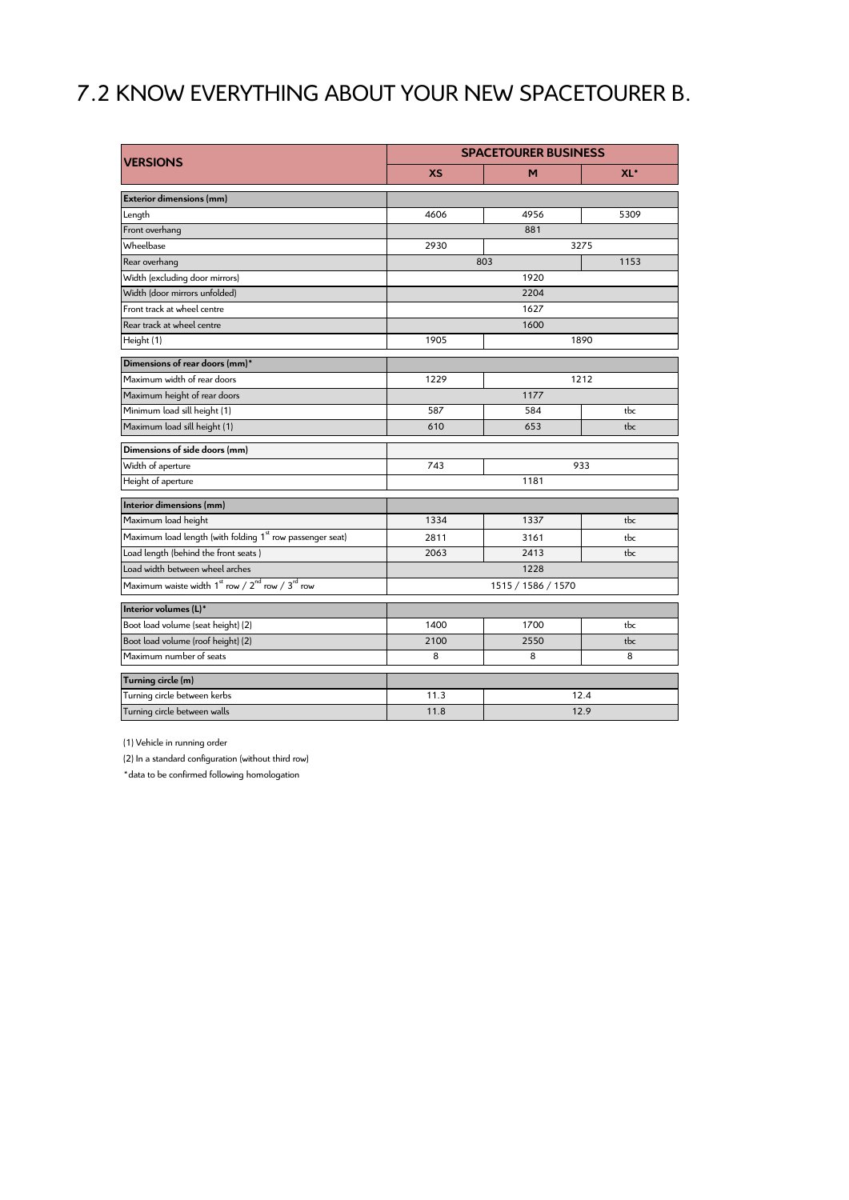# 7.2 KNOW EVERYTHING ABOUT YOUR NEW SPACETOURER B.

| VERSIONS | SPACETOURER BUSINESS | | |
|---|---|---|---|
| | XS | M | XL* |
| **Exterior dimensions (mm)** | | | |
| Length | 4606 | 4956 | 5309 |
| Front overhang | 881 | | |
| Wheelbase | 2930 | 3275 | |
| Rear overhang | 803 | | 1153 |
| Width (excluding door mirrors) | 1920 | | |
| Width (door mirrors unfolded) | 2204 | | |
| Front track at wheel centre | 1627 | | |
| Rear track at wheel centre | 1600 | | |
| Height (1) | 1905 | 1890 | |
| **Dimensions of rear doors (mm)*** | | | |
| Maximum width of rear doors | 1229 | 1212 | |
| Maximum height of rear doors | 1177 | | |
| Minimum load sill height (1) | 587 | 584 | tbc |
| Maximum load sill height (1) | 610 | 653 | tbc |
| **Dimensions of side doors (mm)** | | | |
| Width of aperture | 743 | 933 | |
| Height of aperture | 1181 | | |
| **Interior dimensions (mm)** | | | |
| Maximum load height | 1334 | 1337 | tbc |
| Maximum load length (with folding 1st row passenger seat) | 2811 | 3161 | tbc |
| Load length (behind the front seats ) | 2063 | 2413 | tbc |
| Load width between wheel arches | 1228 | | |
| Maximum waiste width 1st row / 2nd row / 3rd row | 1515 / 1586 / 1570 | | |
| **Interior volumes (L)*** | | | |
| Boot load volume (seat height) (2) | 1400 | 1700 | tbc |
| Boot load volume (roof height) (2) | 2100 | 2550 | tbc |
| Maximum number of seats | 8 | 8 | 8 |
| **Turning circle (m)** | | | |
| Turning circle between kerbs | 11.3 | 12.4 | |
| Turning circle between walls | 11.8 | 12.9 | |

(1) Vehicle in running order

(2) In a standard configuration (without third row)

*data to be confirmed following homologation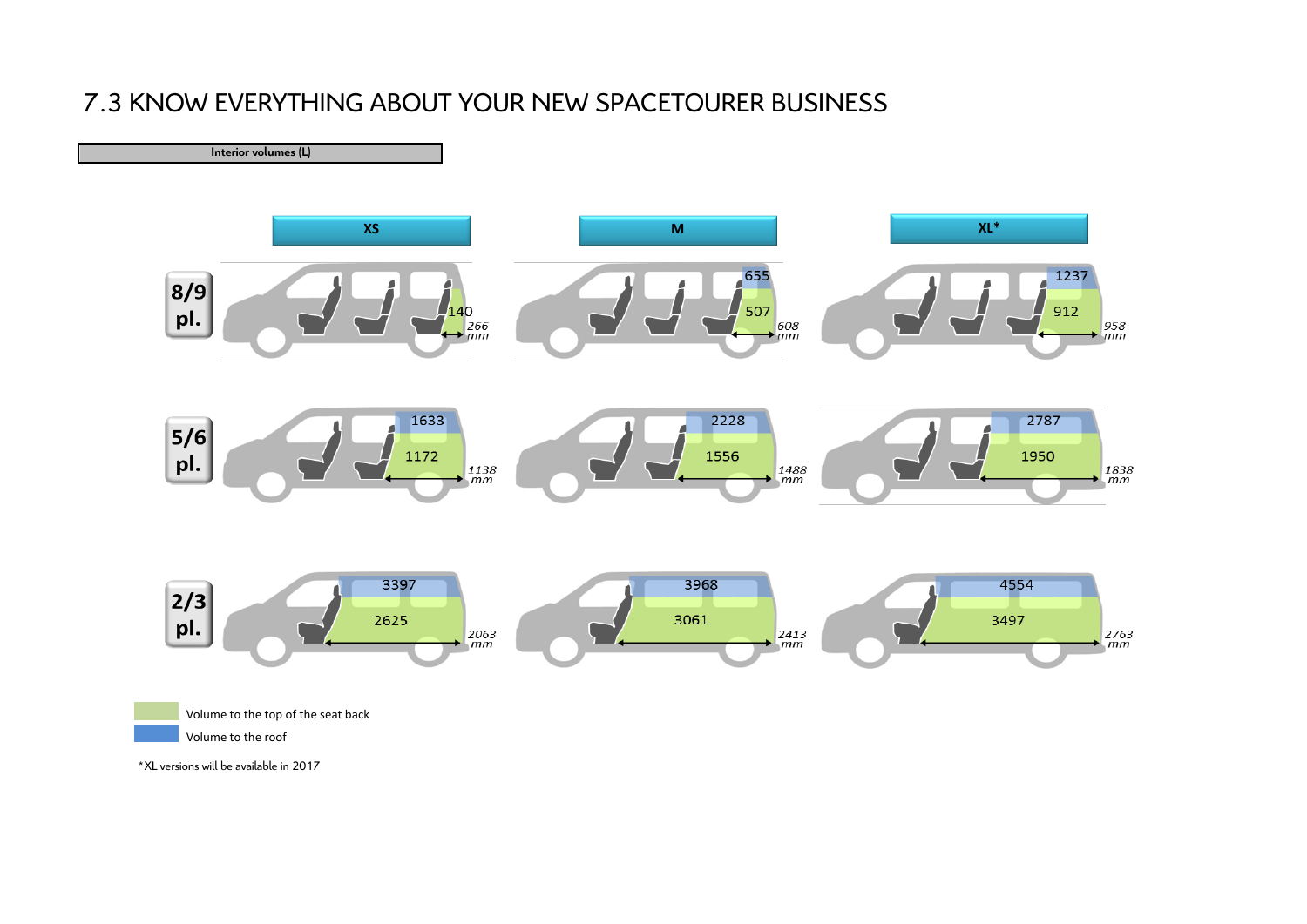# 7.3 KNOW EVERYTHING ABOUT YOUR NEW SPACETOURER BUSINESS

**Interior volumes (L)**

| | XS | M | XL* |
|---|---|---|---|
| **8/9 pl.** | 140 (266 mm) | 507 / 655 (608 mm) | 912 / 1237 (958 mm) |
| **5/6 pl.** | 1172 / 1633 (1138 mm) | 1556 / 2228 (1488 mm) | 1950 / 2787 (1838 mm) |
| **2/3 pl.** | 2625 / 3397 (2063 mm) | 3061 / 3968 (2413 mm) | 3497 / 4554 (2763 mm) |

Volume to the top of the seat back

Volume to the roof

*XL versions will be available in 2017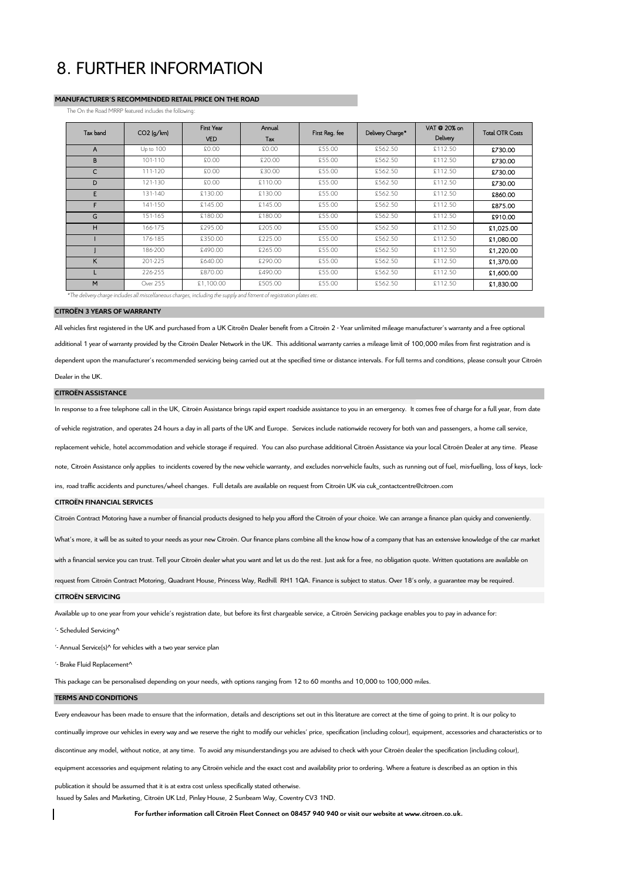# 8. FURTHER INFORMATION

## MANUFACTURER'S RECOMMENDED RETAIL PRICE ON THE ROAD

The On the Road MRRP featured includes the following:

| Tax band | CO2 (g/km) | First Year VED | Annual Tax | First Reg. fee | Delivery Charge* | VAT @ 20% on Delivery | Total OTR Costs |
|---|---|---|---|---|---|---|---|
| A | Up to 100 | £0.00 | £0.00 | £55.00 | £562.50 | £112.50 | £730.00 |
| B | 101-110 | £0.00 | £20.00 | £55.00 | £562.50 | £112.50 | £730.00 |
| C | 111-120 | £0.00 | £30.00 | £55.00 | £562.50 | £112.50 | £730.00 |
| D | 121-130 | £0.00 | £110.00 | £55.00 | £562.50 | £112.50 | £730.00 |
| E | 131-140 | £130.00 | £130.00 | £55.00 | £562.50 | £112.50 | £860.00 |
| F | 141-150 | £145.00 | £145.00 | £55.00 | £562.50 | £112.50 | £875.00 |
| G | 151-165 | £180.00 | £180.00 | £55.00 | £562.50 | £112.50 | £910.00 |
| H | 166-175 | £295.00 | £205.00 | £55.00 | £562.50 | £112.50 | £1,025.00 |
| I | 176-185 | £350.00 | £225.00 | £55.00 | £562.50 | £112.50 | £1,080.00 |
| J | 186-200 | £490.00 | £265.00 | £55.00 | £562.50 | £112.50 | £1,220.00 |
| K | 201-225 | £640.00 | £290.00 | £55.00 | £562.50 | £112.50 | £1,370.00 |
| L | 226-255 | £870.00 | £490.00 | £55.00 | £562.50 | £112.50 | £1,600.00 |
| M | Over 255 | £1,100.00 | £505.00 | £55.00 | £562.50 | £112.50 | £1,830.00 |

*The delivery charge includes all miscellaneous charges, including the supply and fitment of registration plates etc.*

## CITROËN 3 YEARS OF WARRANTY

All vehicles first registered in the UK and purchased from a UK Citroën Dealer benefit from a Citroën 2 - Year unlimited mileage manufacturer's warranty and a free optional additional 1 year of warranty provided by the Citroën Dealer Network in the UK. This additional warranty carries a mileage limit of 100,000 miles from first registration and is dependent upon the manufacturer's recommended servicing being carried out at the specified time or distance intervals. For full terms and conditions, please consult your Citroën Dealer in the UK.

## CITROËN ASSISTANCE

In response to a free telephone call in the UK, Citroën Assistance brings rapid expert roadside assistance to you in an emergency. It comes free of charge for a full year, from date of vehicle registration, and operates 24 hours a day in all parts of the UK and Europe. Services include nationwide recovery for both van and passengers, a home call service, replacement vehicle, hotel accommodation and vehicle storage if required. You can also purchase additional Citroën Assistance via your local Citroën Dealer at any time. Please note, Citroën Assistance only applies to incidents covered by the new vehicle warranty, and excludes non-vehicle faults, such as running out of fuel, mis-fuelling, loss of keys, lock-ins, road traffic accidents and punctures/wheel changes. Full details are available on request from Citroën UK via cuk_contactcentre@citroen.com

## CITROËN FINANCIAL SERVICES

Citroën Contract Motoring have a number of financial products designed to help you afford the Citroën of your choice. We can arrange a finance plan quicky and conveniently. What's more, it will be as suited to your needs as your new Citroën. Our finance plans combine all the know how of a company that has an extensive knowledge of the car market with a financial service you can trust. Tell your Citroën dealer what you want and let us do the rest. Just ask for a free, no obligation quote. Written quotations are available on request from Citroën Contract Motoring, Quadrant House, Princess Way, Redhill RH1 1QA. Finance is subject to status. Over 18's only, a guarantee may be required.

## CITROËN SERVICING

Available up to one year from your vehicle's registration date, but before its first chargeable service, a Citroën Servicing package enables you to pay in advance for:

'- Scheduled Servicing^

'- Annual Service(s)^ for vehicles with a two year service plan

'- Brake Fluid Replacement^

This package can be personalised depending on your needs, with options ranging from 12 to 60 months and 10,000 to 100,000 miles.

## TERMS AND CONDITIONS

Every endeavour has been made to ensure that the information, details and descriptions set out in this literature are correct at the time of going to print. It is our policy to continually improve our vehicles in every way and we reserve the right to modify our vehicles' price, specification (including colour), equipment, accessories and characteristics or to discontinue any model, without notice, at any time. To avoid any misunderstandings you are advised to check with your Citroën dealer the specification (including colour), equipment accessories and equipment relating to any Citroën vehicle and the exact cost and availability prior to ordering. Where a feature is described as an option in this publication it should be assumed that it is at extra cost unless specifically stated otherwise.

Issued by Sales and Marketing, Citroën UK Ltd, Pinley House, 2 Sunbeam Way, Coventry CV3 1ND.

**For further information call Citroën Fleet Connect on 08457 940 940 or visit our website at www.citroen.co.uk.**